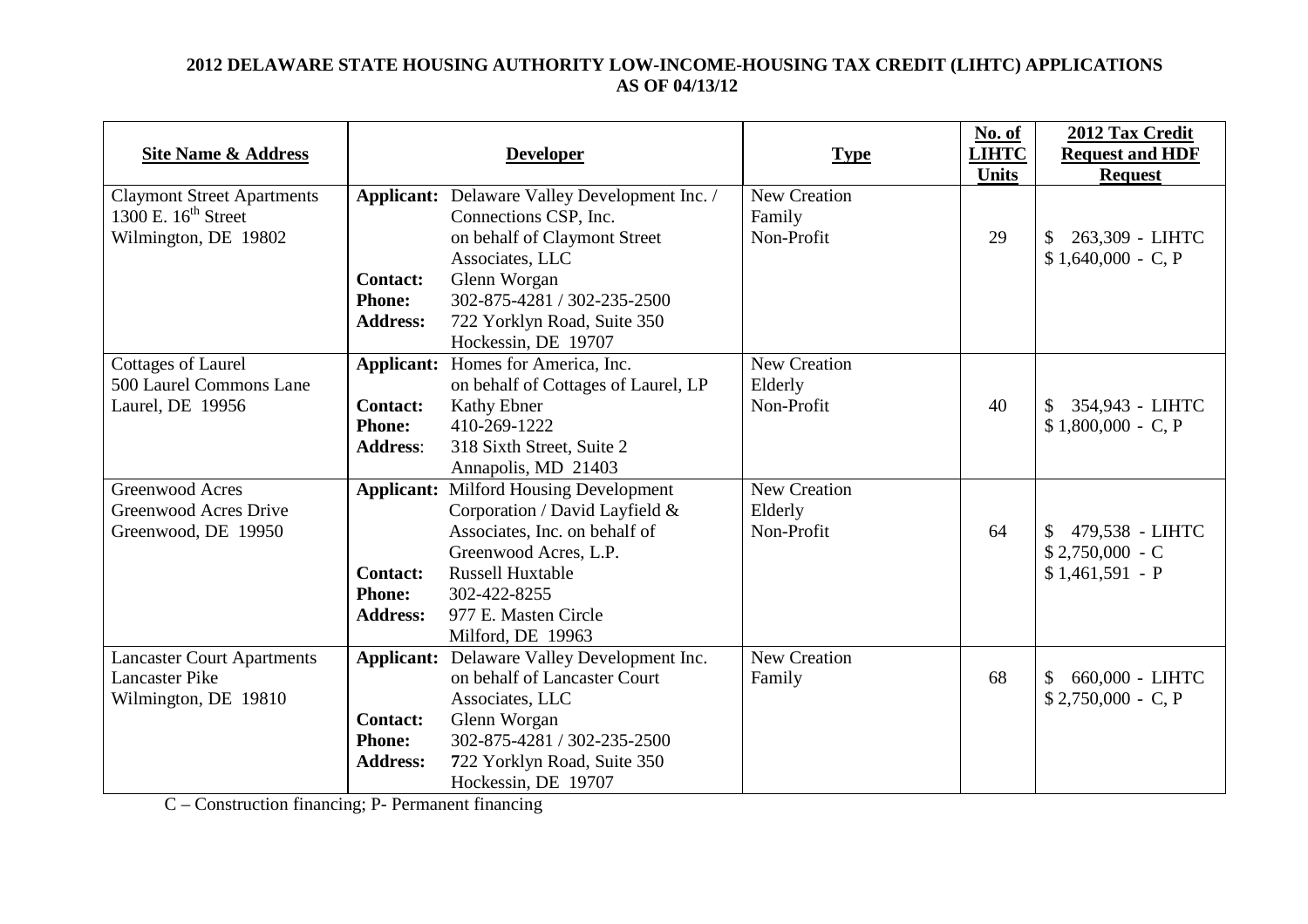**2012 DELAWARE STATE HOUSING AUTHORITY LOW-INCOME-HOUSING TAX CREDIT (LIHTC) APPLICATIONS**
**AS OF 04/13/12**

| Site Name & Address | Developer | Type | No. of LIHTC Units | 2012 Tax Credit Request and HDF Request |
|---|---|---|---|---|
| Claymont Street Apartments<br>1300 E. 16th Street<br>Wilmington, DE 19802 | **Applicant:** Delaware Valley Development Inc. / Connections CSP, Inc. on behalf of Claymont Street Associates, LLC<br>**Contact:** Glenn Worgan<br>**Phone:** 302-875-4281 / 302-235-2500<br>**Address:** 722 Yorklyn Road, Suite 350 Hockessin, DE 19707 | New Creation<br>Family<br>Non-Profit | 29 | $ 263,309 - LIHTC<br>$ 1,640,000 - C, P |
| Cottages of Laurel<br>500 Laurel Commons Lane<br>Laurel, DE 19956 | **Applicant:** Homes for America, Inc. on behalf of Cottages of Laurel, LP<br>**Contact:** Kathy Ebner<br>**Phone:** 410-269-1222<br>**Address**: 318 Sixth Street, Suite 2 Annapolis, MD 21403 | New Creation<br>Elderly<br>Non-Profit | 40 | $ 354,943 - LIHTC<br>$ 1,800,000 - C, P |
| Greenwood Acres<br>Greenwood Acres Drive<br>Greenwood, DE 19950 | **Applicant:** Milford Housing Development Corporation / David Layfield & Associates, Inc. on behalf of Greenwood Acres, L.P.<br>**Contact:** Russell Huxtable<br>**Phone:** 302-422-8255<br>**Address:** 977 E. Masten Circle Milford, DE 19963 | New Creation<br>Elderly<br>Non-Profit | 64 | $ 479,538 - LIHTC<br>$ 2,750,000 - C<br>$ 1,461,591 - P |
| Lancaster Court Apartments<br>Lancaster Pike<br>Wilmington, DE 19810 | **Applicant:** Delaware Valley Development Inc. on behalf of Lancaster Court Associates, LLC<br>**Contact:** Glenn Worgan<br>**Phone:** 302-875-4281 / 302-235-2500<br>**Address:** 722 Yorklyn Road, Suite 350 Hockessin, DE 19707 | New Creation<br>Family | 68 | $ 660,000 - LIHTC<br>$ 2,750,000 - C, P |

C – Construction financing; P- Permanent financing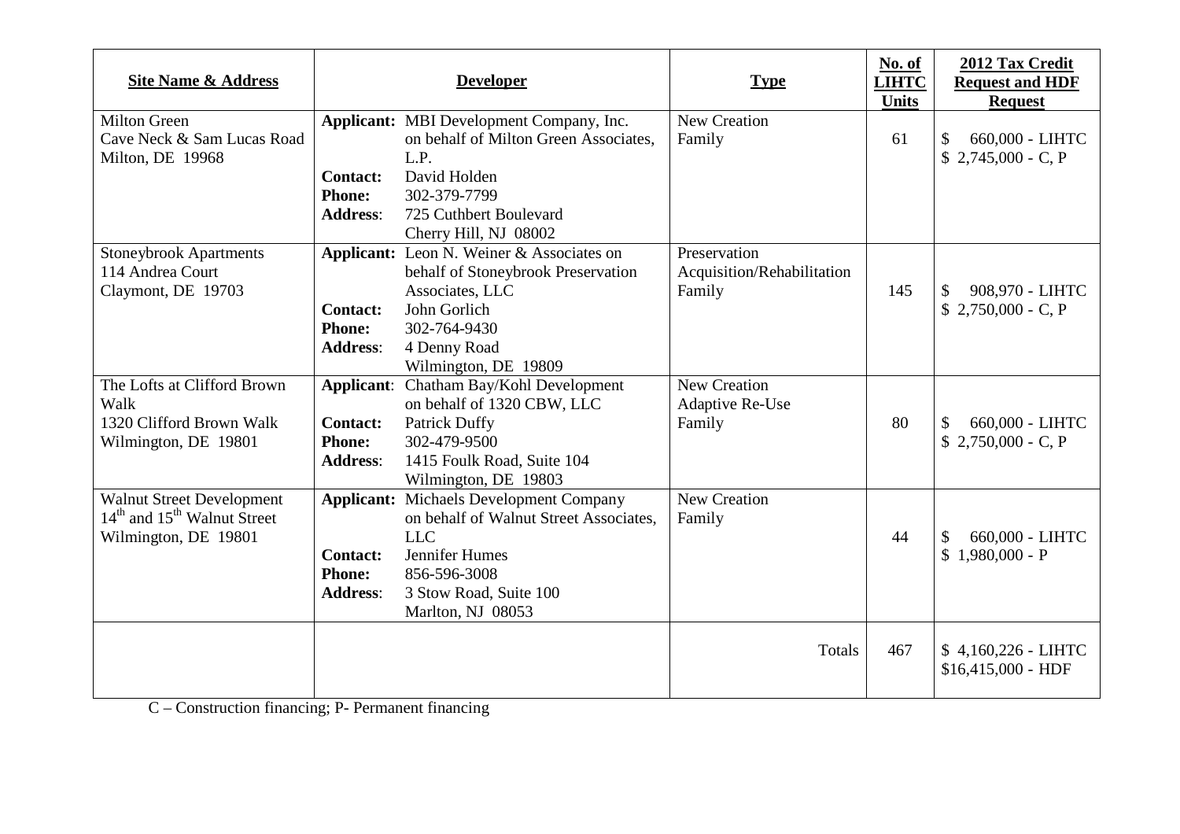| Site Name & Address | Developer | Type | No. of LIHTC Units | 2012 Tax Credit Request and HDF Request |
|---|---|---|---|---|
| Milton Green<br>Cave Neck & Sam Lucas Road<br>Milton, DE 19968 | **Applicant:** MBI Development Company, Inc. on behalf of Milton Green Associates, L.P.<br>**Contact:** David Holden<br>**Phone:** 302-379-7799<br>**Address**: 725 Cuthbert Boulevard Cherry Hill, NJ 08002 | New Creation<br>Family | 61 | $ 660,000 - LIHTC<br>$ 2,745,000 - C, P |
| Stoneybrook Apartments<br>114 Andrea Court<br>Claymont, DE 19703 | **Applicant:** Leon N. Weiner & Associates on behalf of Stoneybrook Preservation Associates, LLC<br>**Contact:** John Gorlich<br>**Phone:** 302-764-9430<br>**Address**: 4 Denny Road Wilmington, DE 19809 | Preservation<br>Acquisition/Rehabilitation<br>Family | 145 | $ 908,970 - LIHTC<br>$ 2,750,000 - C, P |
| The Lofts at Clifford Brown Walk<br>1320 Clifford Brown Walk<br>Wilmington, DE 19801 | **Applicant**: Chatham Bay/Kohl Development on behalf of 1320 CBW, LLC<br>**Contact:** Patrick Duffy<br>**Phone:** 302-479-9500<br>**Address**: 1415 Foulk Road, Suite 104 Wilmington, DE 19803 | New Creation<br>Adaptive Re-Use<br>Family | 80 | $ 660,000 - LIHTC<br>$ 2,750,000 - C, P |
| Walnut Street Development<br>14th and 15th Walnut Street<br>Wilmington, DE 19801 | **Applicant:** Michaels Development Company on behalf of Walnut Street Associates, LLC<br>**Contact:** Jennifer Humes<br>**Phone:** 856-596-3008<br>**Address**: 3 Stow Road, Suite 100 Marlton, NJ 08053 | New Creation<br>Family | 44 | $ 660,000 - LIHTC<br>$ 1,980,000 - P |
| | | Totals | 467 | $ 4,160,226 - LIHTC<br>$16,415,000 - HDF |

C – Construction financing; P- Permanent financing